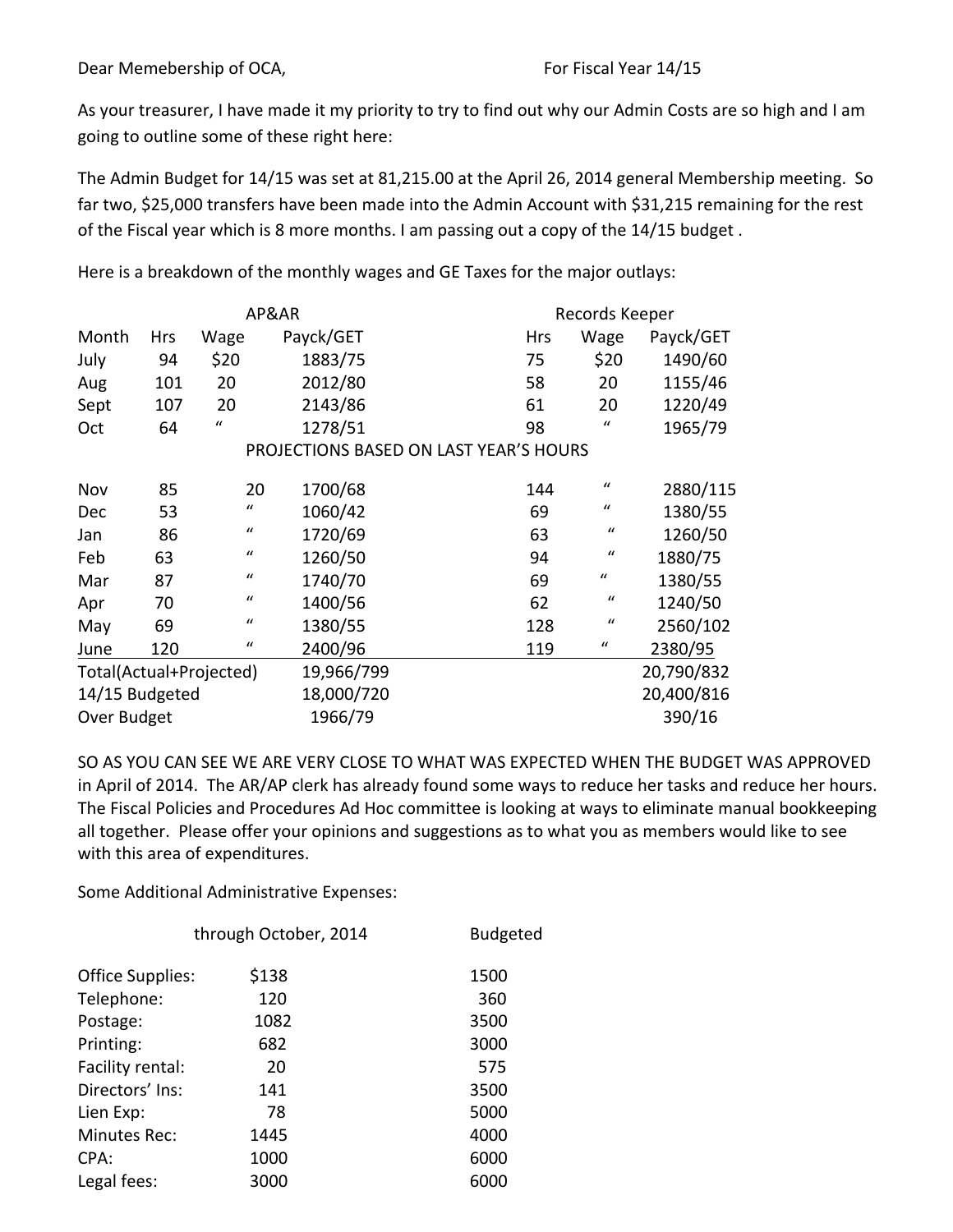Dear Memebership of OCA, For Fiscal Year 14/15

As your treasurer, I have made it my priority to try to find out why our Admin Costs are so high and I am going to outline some of these right here:

The Admin Budget for 14/15 was set at 81,215.00 at the April 26, 2014 general Membership meeting. So far two, $25,000 transfers have been made into the Admin Account with $31,215 remaining for the rest of the Fiscal year which is 8 more months. I am passing out a copy of the 14/15 budget .

Here is a breakdown of the monthly wages and GE Taxes for the major outlays:

| | AP&AR | | | Records Keeper | | |
|---|---|---|---|---|---|---|
| Month | Hrs | Wage | Payck/GET | Hrs | Wage | Payck/GET |
| July | 94 | $20 | 1883/75 | 75 | $20 | 1490/60 |
| Aug | 101 | 20 | 2012/80 | 58 | 20 | 1155/46 |
| Sept | 107 | 20 | 2143/86 | 61 | 20 | 1220/49 |
| Oct | 64 | " | 1278/51 | 98 | " | 1965/79 |
| PROJECTIONS BASED ON LAST YEAR'S HOURS | | | | | | |
| Nov | 85 | 20 | 1700/68 | 144 | " | 2880/115 |
| Dec | 53 | " | 1060/42 | 69 | " | 1380/55 |
| Jan | 86 | " | 1720/69 | 63 | " | 1260/50 |
| Feb | 63 | " | 1260/50 | 94 | " | 1880/75 |
| Mar | 87 | " | 1740/70 | 69 | " | 1380/55 |
| Apr | 70 | " | 1400/56 | 62 | " | 1240/50 |
| May | 69 | " | 1380/55 | 128 | " | 2560/102 |
| June | 120 | " | 2400/96 | 119 | " | 2380/95 |
| Total(Actual+Projected) | | | 19,966/799 | | | 20,790/832 |
| 14/15 Budgeted | | | 18,000/720 | | | 20,400/816 |
| Over Budget | | | 1966/79 | | | 390/16 |

SO AS YOU CAN SEE WE ARE VERY CLOSE TO WHAT WAS EXPECTED WHEN THE BUDGET WAS APPROVED in April of 2014. The AR/AP clerk has already found some ways to reduce her tasks and reduce her hours. The Fiscal Policies and Procedures Ad Hoc committee is looking at ways to eliminate manual bookkeeping all together. Please offer your opinions and suggestions as to what you as members would like to see with this area of expenditures.

Some Additional Administrative Expenses:

| | through October, 2014 | Budgeted |
|---|---|---|
| Office Supplies: | $138 | 1500 |
| Telephone: | 120 | 360 |
| Postage: | 1082 | 3500 |
| Printing: | 682 | 3000 |
| Facility rental: | 20 | 575 |
| Directors' Ins: | 141 | 3500 |
| Lien Exp: | 78 | 5000 |
| Minutes Rec: | 1445 | 4000 |
| CPA: | 1000 | 6000 |
| Legal fees: | 3000 | 6000 |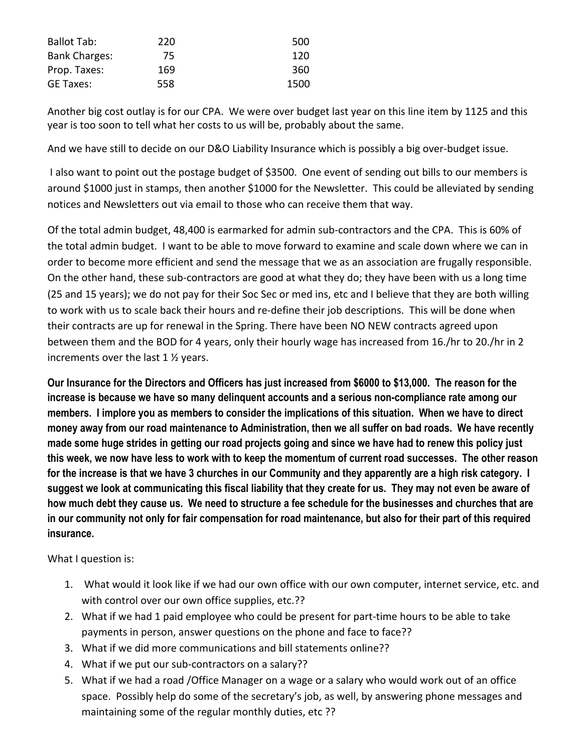| | | |
|---|---|---|
| Ballot Tab: | 220 | 500 |
| Bank Charges: | 75 | 120 |
| Prop. Taxes: | 169 | 360 |
| GE Taxes: | 558 | 1500 |

Another big cost outlay is for our CPA. We were over budget last year on this line item by 1125 and this year is too soon to tell what her costs to us will be, probably about the same.

And we have still to decide on our D&O Liability Insurance which is possibly a big over-budget issue.

I also want to point out the postage budget of $3500. One event of sending out bills to our members is around $1000 just in stamps, then another $1000 for the Newsletter. This could be alleviated by sending notices and Newsletters out via email to those who can receive them that way.

Of the total admin budget, 48,400 is earmarked for admin sub-contractors and the CPA. This is 60% of the total admin budget. I want to be able to move forward to examine and scale down where we can in order to become more efficient and send the message that we as an association are frugally responsible. On the other hand, these sub-contractors are good at what they do; they have been with us a long time (25 and 15 years); we do not pay for their Soc Sec or med ins, etc and I believe that they are both willing to work with us to scale back their hours and re-define their job descriptions. This will be done when their contracts are up for renewal in the Spring. There have been NO NEW contracts agreed upon between them and the BOD for 4 years, only their hourly wage has increased from 16./hr to 20./hr in 2 increments over the last 1 ½ years.

**Our Insurance for the Directors and Officers has just increased from $6000 to $13,000. The reason for the increase is because we have so many delinquent accounts and a serious non-compliance rate among our members. I implore you as members to consider the implications of this situation. When we have to direct money away from our road maintenance to Administration, then we all suffer on bad roads. We have recently made some huge strides in getting our road projects going and since we have had to renew this policy just this week, we now have less to work with to keep the momentum of current road successes. The other reason for the increase is that we have 3 churches in our Community and they apparently are a high risk category. I suggest we look at communicating this fiscal liability that they create for us. They may not even be aware of how much debt they cause us. We need to structure a fee schedule for the businesses and churches that are in our community not only for fair compensation for road maintenance, but also for their part of this required insurance.**

What I question is:

1. What would it look like if we had our own office with our own computer, internet service, etc. and with control over our own office supplies, etc.??
2. What if we had 1 paid employee who could be present for part-time hours to be able to take payments in person, answer questions on the phone and face to face??
3. What if we did more communications and bill statements online??
4. What if we put our sub-contractors on a salary??
5. What if we had a road /Office Manager on a wage or a salary who would work out of an office space. Possibly help do some of the secretary's job, as well, by answering phone messages and maintaining some of the regular monthly duties, etc ??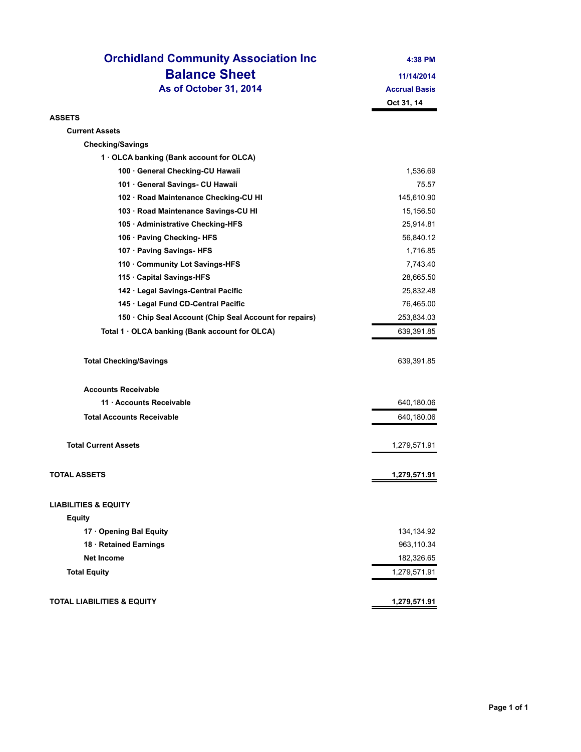# Orchidland Community Association Inc

## Balance Sheet

### As of October 31, 2014

4:38 PM
11/14/2014
Accrual Basis

| | Oct 31, 14 |
|---|---|
| **ASSETS** | |
| **Current Assets** | |
| **Checking/Savings** | |
| **1 · OLCA banking (Bank account for OLCA)** | |
| **100 · General Checking-CU Hawaii** | 1,536.69 |
| **101 · General Savings- CU Hawaii** | 75.57 |
| **102 · Road Maintenance Checking-CU HI** | 145,610.90 |
| **103 · Road Maintenance Savings-CU HI** | 15,156.50 |
| **105 · Administrative Checking-HFS** | 25,914.81 |
| **106 · Paving Checking- HFS** | 56,840.12 |
| **107 · Paving Savings- HFS** | 1,716.85 |
| **110 · Community Lot Savings-HFS** | 7,743.40 |
| **115 · Capital Savings-HFS** | 28,665.50 |
| **142 · Legal Savings-Central Pacific** | 25,832.48 |
| **145 · Legal Fund CD-Central Pacific** | 76,465.00 |
| **150 · Chip Seal Account (Chip Seal Account for repairs)** | 253,834.03 |
| **Total 1 · OLCA banking (Bank account for OLCA)** | 639,391.85 |
| **Total Checking/Savings** | 639,391.85 |
| **Accounts Receivable** | |
| **11 · Accounts Receivable** | 640,180.06 |
| **Total Accounts Receivable** | 640,180.06 |
| **Total Current Assets** | 1,279,571.91 |
| **TOTAL ASSETS** | **1,279,571.91** |
| **LIABILITIES & EQUITY** | |
| **Equity** | |
| **17 · Opening Bal Equity** | 134,134.92 |
| **18 · Retained Earnings** | 963,110.34 |
| **Net Income** | 182,326.65 |
| **Total Equity** | 1,279,571.91 |
| **TOTAL LIABILITIES & EQUITY** | **1,279,571.91** |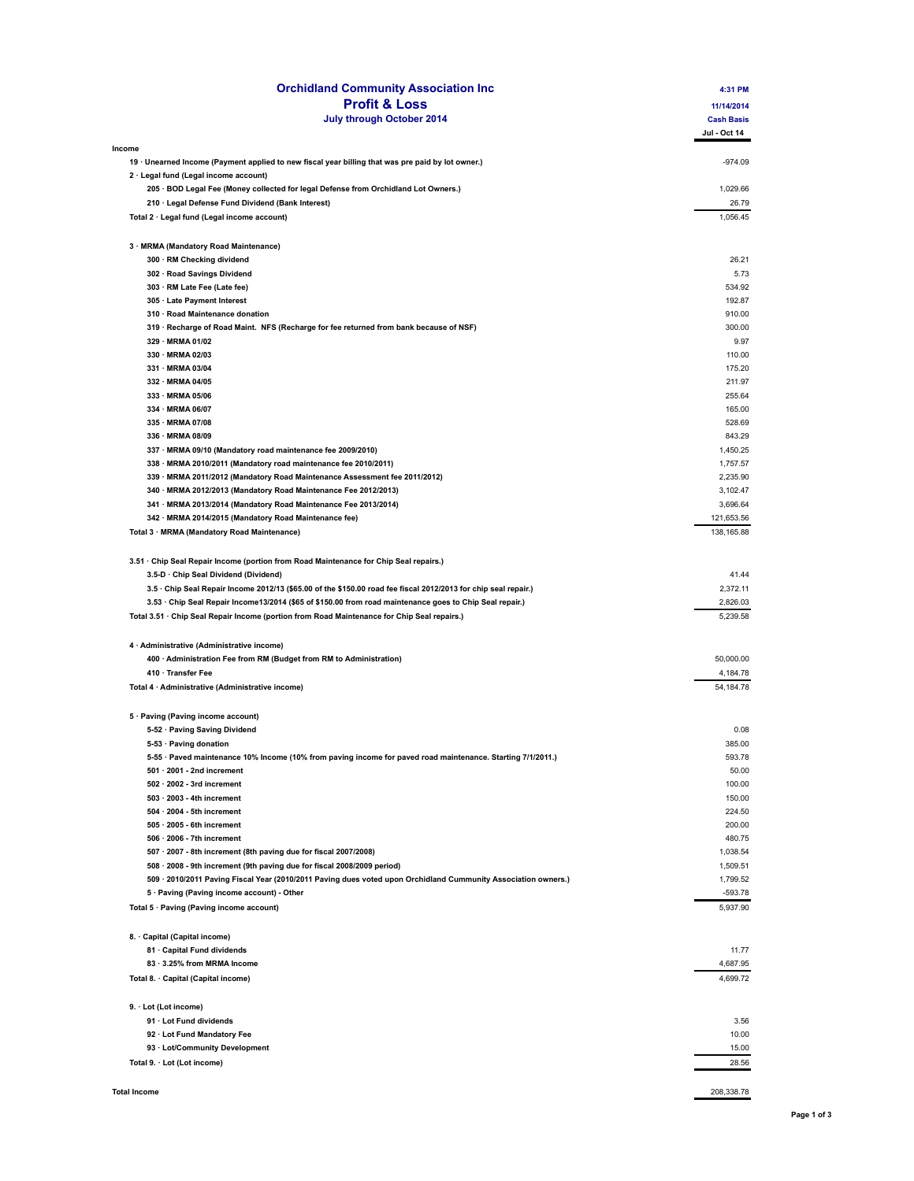# Orchidland Community Association Inc

## Profit & Loss

### July through October 2014

4:31 PM
11/14/2014
Cash Basis

| | Jul - Oct 14 |
|---|---|
| **Income** | |
| 19 · Unearned Income (Payment applied to new fiscal year billing that was pre paid by lot owner.) | -974.09 |
| 2 · Legal fund (Legal income account) | |
| 205 · BOD Legal Fee (Money collected for legal Defense from Orchidland Lot Owners.) | 1,029.66 |
| 210 · Legal Defense Fund Dividend (Bank Interest) | 26.79 |
| Total 2 · Legal fund (Legal income account) | 1,056.45 |
| | |
| 3 · MRMA (Mandatory Road Maintenance) | |
| 300 · RM Checking dividend | 26.21 |
| 302 · Road Savings Dividend | 5.73 |
| 303 · RM Late Fee (Late fee) | 534.92 |
| 305 · Late Payment Interest | 192.87 |
| 310 · Road Maintenance donation | 910.00 |
| 319 · Recharge of Road Maint. NFS (Recharge for fee returned from bank because of NSF) | 300.00 |
| 329 · MRMA 01/02 | 9.97 |
| 330 · MRMA 02/03 | 110.00 |
| 331 · MRMA 03/04 | 175.20 |
| 332 · MRMA 04/05 | 211.97 |
| 333 · MRMA 05/06 | 255.64 |
| 334 · MRMA 06/07 | 165.00 |
| 335 · MRMA 07/08 | 528.69 |
| 336 · MRMA 08/09 | 843.29 |
| 337 · MRMA 09/10 (Mandatory road maintenance fee 2009/2010) | 1,450.25 |
| 338 · MRMA 2010/2011 (Mandatory road maintenance fee 2010/2011) | 1,757.57 |
| 339 · MRMA 2011/2012 (Mandatory Road Maintenance Assessment fee 2011/2012) | 2,235.90 |
| 340 · MRMA 2012/2013 (Mandatory Road Maintenance Fee 2012/2013) | 3,102.47 |
| 341 · MRMA 2013/2014 (Mandatory Road Maintenance Fee 2013/2014) | 3,696.64 |
| 342 · MRMA 2014/2015 (Mandatory Road Maintenance fee) | 121,653.56 |
| Total 3 · MRMA (Mandatory Road Maintenance) | 138,165.88 |
| | |
| 3.51 · Chip Seal Repair Income (portion from Road Maintenance for Chip Seal repairs.) | |
| 3.5-D · Chip Seal Dividend (Dividend) | 41.44 |
| 3.5 · Chip Seal Repair Income 2012/13 ($65.00 of the $150.00 road fee fiscal 2012/2013 for chip seal repair.) | 2,372.11 |
| 3.53 · Chip Seal Repair Income13/2014 ($65 of $150.00 from road maintenance goes to Chip Seal repair.) | 2,826.03 |
| Total 3.51 · Chip Seal Repair Income (portion from Road Maintenance for Chip Seal repairs.) | 5,239.58 |
| | |
| 4 · Administrative (Administrative income) | |
| 400 · Administration Fee from RM (Budget from RM to Administration) | 50,000.00 |
| 410 · Transfer Fee | 4,184.78 |
| Total 4 · Administrative (Administrative income) | 54,184.78 |
| | |
| 5 · Paving (Paving income account) | |
| 5-52 · Paving Saving Dividend | 0.08 |
| 5-53 · Paving donation | 385.00 |
| 5-55 · Paved maintenance 10% Income (10% from paving income for paved road maintenance. Starting 7/1/2011.) | 593.78 |
| 501 · 2001 - 2nd increment | 50.00 |
| 502 · 2002 - 3rd increment | 100.00 |
| 503 · 2003 - 4th increment | 150.00 |
| 504 · 2004 - 5th increment | 224.50 |
| 505 · 2005 - 6th increment | 200.00 |
| 506 · 2006 - 7th increment | 480.75 |
| 507 · 2007 - 8th increment (8th paving due for fiscal 2007/2008) | 1,038.54 |
| 508 · 2008 - 9th increment (9th paving due for fiscal 2008/2009 period) | 1,509.51 |
| 509 · 2010/2011 Paving Fiscal Year (2010/2011 Paving dues voted upon Orchidland Cummunity Association owners.) | 1,799.52 |
| 5 · Paving (Paving income account) - Other | -593.78 |
| Total 5 · Paving (Paving income account) | 5,937.90 |
| | |
| 8. · Capital (Capital income) | |
| 81 · Capital Fund dividends | 11.77 |
| 83 · 3.25% from MRMA Income | 4,687.95 |
| Total 8. · Capital (Capital income) | 4,699.72 |
| | |
| 9. · Lot (Lot income) | |
| 91 · Lot Fund dividends | 3.56 |
| 92 · Lot Fund Mandatory Fee | 10.00 |
| 93 · Lot/Community Development | 15.00 |
| Total 9. · Lot (Lot income) | 28.56 |
| | |
| **Total Income** | 208,338.78 |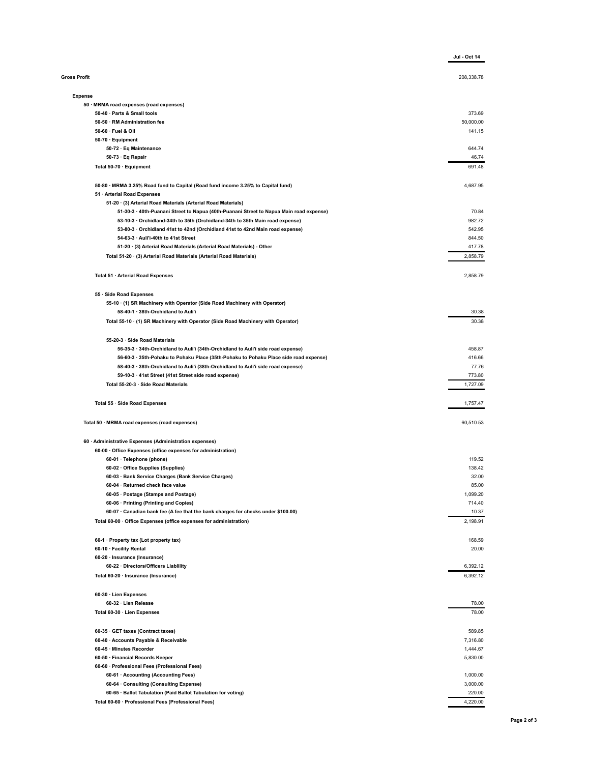| | Jul - Oct 14 |
|---|---|
| **Gross Profit** | 208,338.78 |
| **Expense** | |
| 50 · MRMA road expenses (road expenses) | |
| 50-40 · Parts & Small tools | 373.69 |
| 50-50 · RM Administration fee | 50,000.00 |
| 50-60 · Fuel & Oil | 141.15 |
| 50-70 · Equipment | |
| 50-72 · Eq Maintenance | 644.74 |
| 50-73 · Eq Repair | 46.74 |
| Total 50-70 · Equipment | 691.48 |
| 50-80 · MRMA 3.25% Road fund to Capital (Road fund income 3.25% to Capital fund) | 4,687.95 |
| 51 · Arterial Road Expenses | |
| 51-20 · (3) Arterial Road Materials (Arterial Road Materials) | |
| 51-30-3 · 40th-Puanani Street to Napua (40th-Puanani Street to Napua Main road expense) | 70.84 |
| 53-10-3 · Orchidland-34th to 35th (Orchidland-34th to 35th Main road expense) | 982.72 |
| 53-80-3 · Orchidland 41st to 42nd (Orchidland 41st to 42nd Main road expense) | 542.95 |
| 54-63-3 · Auli'i-40th to 41st Street | 844.50 |
| 51-20 · (3) Arterial Road Materials (Arterial Road Materials) - Other | 417.78 |
| Total 51-20 · (3) Arterial Road Materials (Arterial Road Materials) | 2,858.79 |
| Total 51 · Arterial Road Expenses | 2,858.79 |
| 55 · Side Road Expenses | |
| 55-10 · (1) SR Machinery with Operator (Side Road Machinery with Operator) | |
| 58-40-1 · 38th-Orchidland to Auli'i | 30.38 |
| Total 55-10 · (1) SR Machinery with Operator (Side Road Machinery with Operator) | 30.38 |
| 55-20-3 · Side Road Materials | |
| 56-35-3 · 34th-Orchidland to Auli'i (34th-Orchidland to Auli'i side road expense) | 458.87 |
| 56-60-3 · 35th-Pohaku to Pohaku Place (35th-Pohaku to Pohaku Place side road expense) | 416.66 |
| 58-40-3 · 38th-Orchidland to Auli'i (38th-Orchidland to Auli'i side road expense) | 77.76 |
| 59-10-3 · 41st Street (41st Street side road expense) | 773.80 |
| Total 55-20-3 · Side Road Materials | 1,727.09 |
| Total 55 · Side Road Expenses | 1,757.47 |
| Total 50 · MRMA road expenses (road expenses) | 60,510.53 |
| 60 · Administrative Expenses (Administration expenses) | |
| 60-00 · Office Expenses (office expenses for administration) | |
| 60-01 · Telephone (phone) | 119.52 |
| 60-02 · Office Supplies (Supplies) | 138.42 |
| 60-03 · Bank Service Charges (Bank Service Charges) | 32.00 |
| 60-04 · Returned check face value | 85.00 |
| 60-05 · Postage (Stamps and Postage) | 1,099.20 |
| 60-06 · Printing (Printing and Copies) | 714.40 |
| 60-07 · Canadian bank fee (A fee that the bank charges for checks under $100.00) | 10.37 |
| Total 60-00 · Office Expenses (office expenses for administration) | 2,198.91 |
| 60-1 · Property tax (Lot property tax) | 168.59 |
| 60-10 · Facility Rental | 20.00 |
| 60-20 · Insurance (Insurance) | |
| 60-22 · Directors/Officers Liablility | 6,392.12 |
| Total 60-20 · Insurance (Insurance) | 6,392.12 |
| 60-30 · Lien Expenses | |
| 60-32 · Lien Release | 78.00 |
| Total 60-30 · Lien Expenses | 78.00 |
| 60-35 · GET taxes (Contract taxes) | 589.85 |
| 60-40 · Accounts Payable & Receivable | 7,316.80 |
| 60-45 · Minutes Recorder | 1,444.67 |
| 60-50 · Financial Records Keeper | 5,830.00 |
| 60-60 · Professional Fees (Professional Fees) | |
| 60-61 · Accounting (Accounting Fees) | 1,000.00 |
| 60-64 · Consulting (Consulting Expense) | 3,000.00 |
| 60-65 · Ballot Tabulation (Paid Ballot Tabulation for voting) | 220.00 |
| Total 60-60 · Professional Fees (Professional Fees) | 4,220.00 |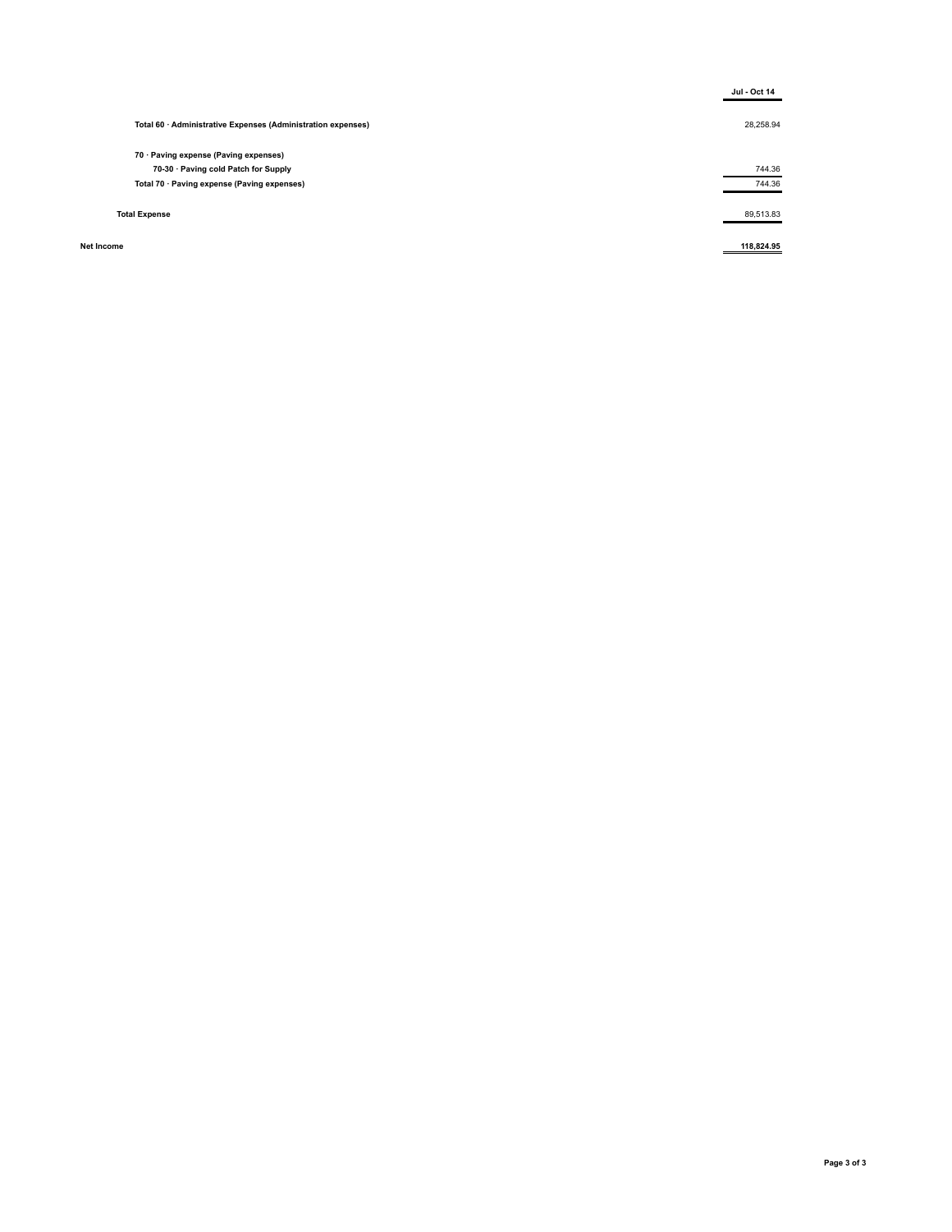| | Jul - Oct 14 |
|---|---|
| Total 60 · Administrative Expenses (Administration expenses) | 28,258.94 |
| 70 · Paving expense (Paving expenses) | |
| 70-30 · Paving cold Patch for Supply | 744.36 |
| Total 70 · Paving expense (Paving expenses) | 744.36 |
| Total Expense | 89,513.83 |
| Net Income | 118,824.95 |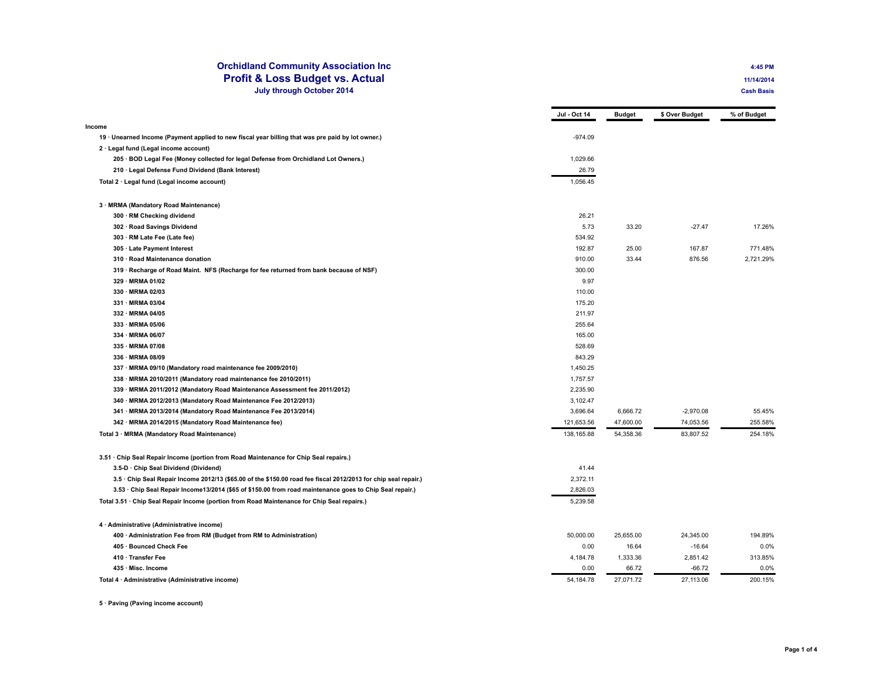# Orchidland Community Association Inc
## Profit & Loss Budget vs. Actual
### July through October 2014

4:45 PM
11/14/2014
Cash Basis

| | Jul - Oct 14 | Budget | $ Over Budget | % of Budget |
|---|---|---|---|---|
| **Income** | | | | |
| 19 · Unearned Income (Payment applied to new fiscal year billing that was pre paid by lot owner.) | -974.09 | | | |
| 2 · Legal fund (Legal income account) | | | | |
| 205 · BOD Legal Fee (Money collected for legal Defense from Orchidland Lot Owners.) | 1,029.66 | | | |
| 210 · Legal Defense Fund Dividend (Bank Interest) | 26.79 | | | |
| Total 2 · Legal fund (Legal income account) | 1,056.45 | | | |
| 3 · MRMA (Mandatory Road Maintenance) | | | | |
| 300 · RM Checking dividend | 26.21 | | | |
| 302 · Road Savings Dividend | 5.73 | 33.20 | -27.47 | 17.26% |
| 303 · RM Late Fee (Late fee) | 534.92 | | | |
| 305 · Late Payment Interest | 192.87 | 25.00 | 167.87 | 771.48% |
| 310 · Road Maintenance donation | 910.00 | 33.44 | 876.56 | 2,721.29% |
| 319 · Recharge of Road Maint. NFS (Recharge for fee returned from bank because of NSF) | 300.00 | | | |
| 329 · MRMA 01/02 | 9.97 | | | |
| 330 · MRMA 02/03 | 110.00 | | | |
| 331 · MRMA 03/04 | 175.20 | | | |
| 332 · MRMA 04/05 | 211.97 | | | |
| 333 · MRMA 05/06 | 255.64 | | | |
| 334 · MRMA 06/07 | 165.00 | | | |
| 335 · MRMA 07/08 | 528.69 | | | |
| 336 · MRMA 08/09 | 843.29 | | | |
| 337 · MRMA 09/10 (Mandatory road maintenance fee 2009/2010) | 1,450.25 | | | |
| 338 · MRMA 2010/2011 (Mandatory road maintenance fee 2010/2011) | 1,757.57 | | | |
| 339 · MRMA 2011/2012 (Mandatory Road Maintenance Assessment fee 2011/2012) | 2,235.90 | | | |
| 340 · MRMA 2012/2013 (Mandatory Road Maintenance Fee 2012/2013) | 3,102.47 | | | |
| 341 · MRMA 2013/2014 (Mandatory Road Maintenance Fee 2013/2014) | 3,696.64 | 6,666.72 | -2,970.08 | 55.45% |
| 342 · MRMA 2014/2015 (Mandatory Road Maintenance fee) | 121,653.56 | 47,600.00 | 74,053.56 | 255.58% |
| Total 3 · MRMA (Mandatory Road Maintenance) | 138,165.88 | 54,358.36 | 83,807.52 | 254.18% |
| 3.51 · Chip Seal Repair Income (portion from Road Maintenance for Chip Seal repairs.) | | | | |
| 3.5-D · Chip Seal Dividend (Dividend) | 41.44 | | | |
| 3.5 · Chip Seal Repair Income 2012/13 ($65.00 of the $150.00 road fee fiscal 2012/2013 for chip seal repair.) | 2,372.11 | | | |
| 3.53 · Chip Seal Repair Income13/2014 ($65 of $150.00 from road maintenance goes to Chip Seal repair.) | 2,826.03 | | | |
| Total 3.51 · Chip Seal Repair Income (portion from Road Maintenance for Chip Seal repairs.) | 5,239.58 | | | |
| 4 · Administrative (Administrative income) | | | | |
| 400 · Administration Fee from RM (Budget from RM to Administration) | 50,000.00 | 25,655.00 | 24,345.00 | 194.89% |
| 405 · Bounced Check Fee | 0.00 | 16.64 | -16.64 | 0.0% |
| 410 · Transfer Fee | 4,184.78 | 1,333.36 | 2,851.42 | 313.85% |
| 435 · Misc. Income | 0.00 | 66.72 | -66.72 | 0.0% |
| Total 4 · Administrative (Administrative income) | 54,184.78 | 27,071.72 | 27,113.06 | 200.15% |
| 5 · Paving (Paving income account) | | | | |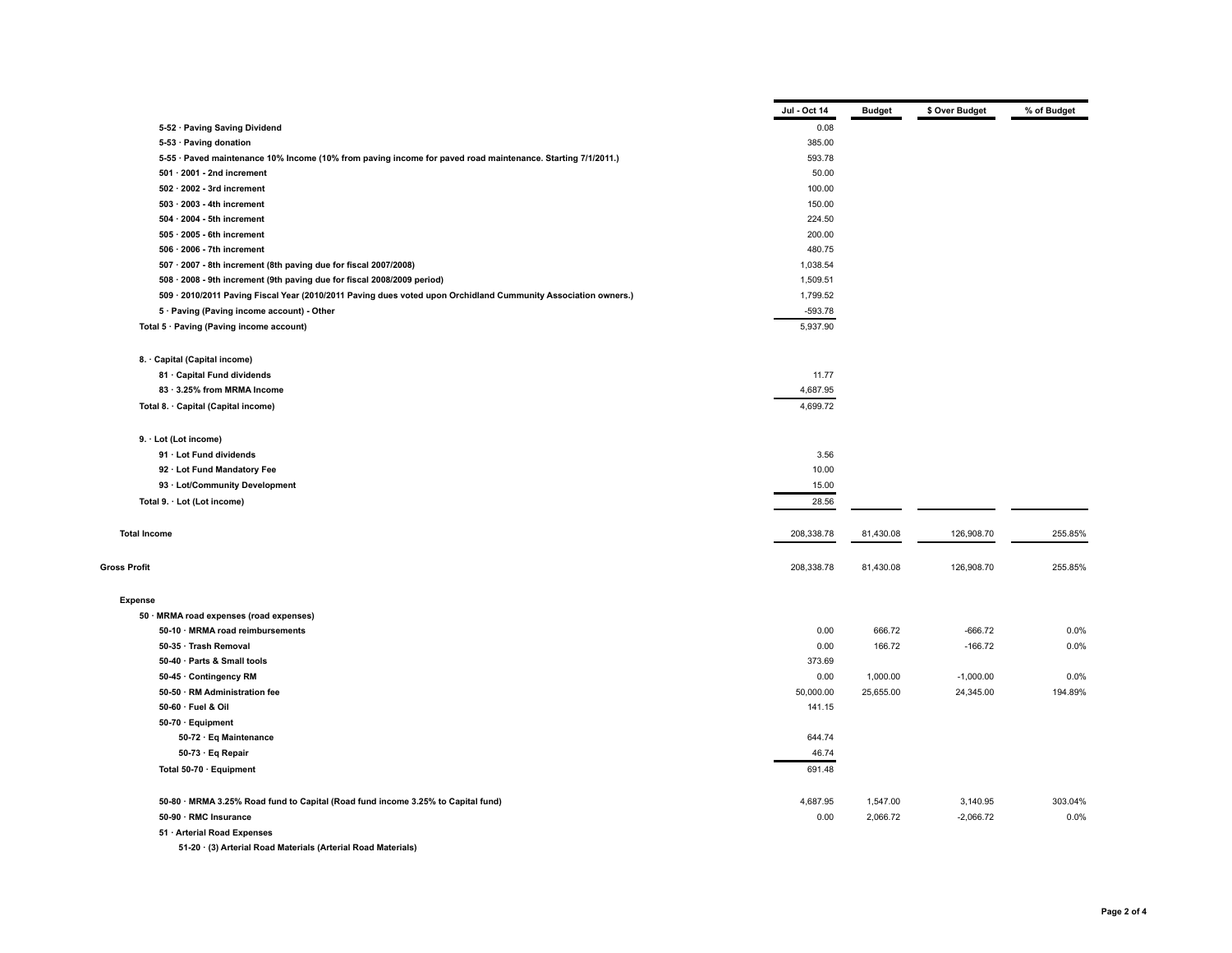| | Jul - Oct 14 | Budget | $ Over Budget | % of Budget |
|---|---|---|---|---|
| 5-52 · Paving Saving Dividend | 0.08 | | | |
| 5-53 · Paving donation | 385.00 | | | |
| 5-55 · Paved maintenance 10% Income (10% from paving income for paved road maintenance. Starting 7/1/2011.) | 593.78 | | | |
| 501 · 2001 - 2nd increment | 50.00 | | | |
| 502 · 2002 - 3rd increment | 100.00 | | | |
| 503 · 2003 - 4th increment | 150.00 | | | |
| 504 · 2004 - 5th increment | 224.50 | | | |
| 505 · 2005 - 6th increment | 200.00 | | | |
| 506 · 2006 - 7th increment | 480.75 | | | |
| 507 · 2007 - 8th increment (8th paving due for fiscal 2007/2008) | 1,038.54 | | | |
| 508 · 2008 - 9th increment (9th paving due for fiscal 2008/2009 period) | 1,509.51 | | | |
| 509 · 2010/2011 Paving Fiscal Year (2010/2011 Paving dues voted upon Orchidland Cummunity Association owners.) | 1,799.52 | | | |
| 5 · Paving (Paving income account) - Other | -593.78 | | | |
| **Total 5 · Paving (Paving income account)** | 5,937.90 | | | |
| **8. · Capital (Capital income)** | | | | |
| 81 · Capital Fund dividends | 11.77 | | | |
| 83 · 3.25% from MRMA Income | 4,687.95 | | | |
| **Total 8. · Capital (Capital income)** | 4,699.72 | | | |
| **9. · Lot (Lot income)** | | | | |
| 91 · Lot Fund dividends | 3.56 | | | |
| 92 · Lot Fund Mandatory Fee | 10.00 | | | |
| 93 · Lot/Community Development | 15.00 | | | |
| **Total 9. · Lot (Lot income)** | 28.56 | | | |
| **Total Income** | 208,338.78 | 81,430.08 | 126,908.70 | 255.85% |
| **Gross Profit** | 208,338.78 | 81,430.08 | 126,908.70 | 255.85% |
| **Expense** | | | | |
| **50 · MRMA road expenses (road expenses)** | | | | |
| 50-10 · MRMA road reimbursements | 0.00 | 666.72 | -666.72 | 0.0% |
| 50-35 · Trash Removal | 0.00 | 166.72 | -166.72 | 0.0% |
| 50-40 · Parts & Small tools | 373.69 | | | |
| 50-45 · Contingency RM | 0.00 | 1,000.00 | -1,000.00 | 0.0% |
| 50-50 · RM Administration fee | 50,000.00 | 25,655.00 | 24,345.00 | 194.89% |
| 50-60 · Fuel & Oil | 141.15 | | | |
| 50-70 · Equipment | | | | |
| 50-72 · Eq Maintenance | 644.74 | | | |
| 50-73 · Eq Repair | 46.74 | | | |
| **Total 50-70 · Equipment** | 691.48 | | | |
| 50-80 · MRMA 3.25% Road fund to Capital (Road fund income 3.25% to Capital fund) | 4,687.95 | 1,547.00 | 3,140.95 | 303.04% |
| 50-90 · RMC Insurance | 0.00 | 2,066.72 | -2,066.72 | 0.0% |
| **51 · Arterial Road Expenses** | | | | |
| 51-20 · (3) Arterial Road Materials (Arterial Road Materials) | | | | |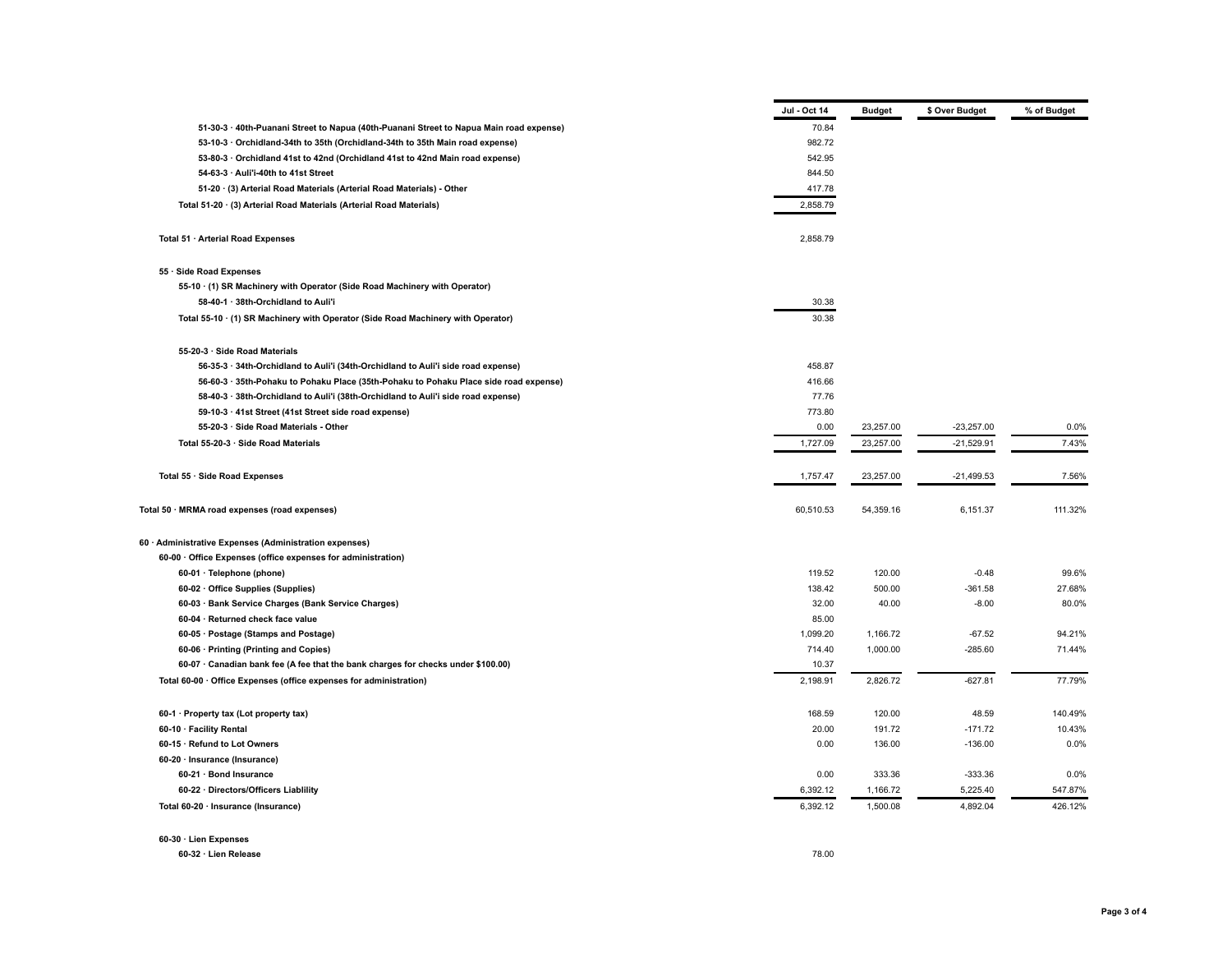| | Jul - Oct 14 | Budget | $ Over Budget | % of Budget |
|---|---|---|---|---|
| 51-30-3 · 40th-Puanani Street to Napua (40th-Puanani Street to Napua Main road expense) | 70.84 | | | |
| 53-10-3 · Orchidland-34th to 35th (Orchidland-34th to 35th Main road expense) | 982.72 | | | |
| 53-80-3 · Orchidland 41st to 42nd (Orchidland 41st to 42nd Main road expense) | 542.95 | | | |
| 54-63-3 · Auli'i-40th to 41st Street | 844.50 | | | |
| 51-20 · (3) Arterial Road Materials (Arterial Road Materials) - Other | 417.78 | | | |
| Total 51-20 · (3) Arterial Road Materials (Arterial Road Materials) | 2,858.79 | | | |
| Total 51 · Arterial Road Expenses | 2,858.79 | | | |
| 55 · Side Road Expenses | | | | |
| 55-10 · (1) SR Machinery with Operator (Side Road Machinery with Operator) | | | | |
| 58-40-1 · 38th-Orchidland to Auli'i | 30.38 | | | |
| Total 55-10 · (1) SR Machinery with Operator (Side Road Machinery with Operator) | 30.38 | | | |
| 55-20-3 · Side Road Materials | | | | |
| 56-35-3 · 34th-Orchidland to Auli'i (34th-Orchidland to Auli'i side road expense) | 458.87 | | | |
| 56-60-3 · 35th-Pohaku to Pohaku Place (35th-Pohaku to Pohaku Place side road expense) | 416.66 | | | |
| 58-40-3 · 38th-Orchidland to Auli'i (38th-Orchidland to Auli'i side road expense) | 77.76 | | | |
| 59-10-3 · 41st Street (41st Street side road expense) | 773.80 | | | |
| 55-20-3 · Side Road Materials - Other | 0.00 | 23,257.00 | -23,257.00 | 0.0% |
| Total 55-20-3 · Side Road Materials | 1,727.09 | 23,257.00 | -21,529.91 | 7.43% |
| Total 55 · Side Road Expenses | 1,757.47 | 23,257.00 | -21,499.53 | 7.56% |
| Total 50 · MRMA road expenses (road expenses) | 60,510.53 | 54,359.16 | 6,151.37 | 111.32% |
| 60 · Administrative Expenses (Administration expenses) | | | | |
| 60-00 · Office Expenses (office expenses for administration) | | | | |
| 60-01 · Telephone (phone) | 119.52 | 120.00 | -0.48 | 99.6% |
| 60-02 · Office Supplies (Supplies) | 138.42 | 500.00 | -361.58 | 27.68% |
| 60-03 · Bank Service Charges (Bank Service Charges) | 32.00 | 40.00 | -8.00 | 80.0% |
| 60-04 · Returned check face value | 85.00 | | | |
| 60-05 · Postage (Stamps and Postage) | 1,099.20 | 1,166.72 | -67.52 | 94.21% |
| 60-06 · Printing (Printing and Copies) | 714.40 | 1,000.00 | -285.60 | 71.44% |
| 60-07 · Canadian bank fee (A fee that the bank charges for checks under $100.00) | 10.37 | | | |
| Total 60-00 · Office Expenses (office expenses for administration) | 2,198.91 | 2,826.72 | -627.81 | 77.79% |
| 60-1 · Property tax (Lot property tax) | 168.59 | 120.00 | 48.59 | 140.49% |
| 60-10 · Facility Rental | 20.00 | 191.72 | -171.72 | 10.43% |
| 60-15 · Refund to Lot Owners | 0.00 | 136.00 | -136.00 | 0.0% |
| 60-20 · Insurance (Insurance) | | | | |
| 60-21 · Bond Insurance | 0.00 | 333.36 | -333.36 | 0.0% |
| 60-22 · Directors/Officers Liablility | 6,392.12 | 1,166.72 | 5,225.40 | 547.87% |
| Total 60-20 · Insurance (Insurance) | 6,392.12 | 1,500.08 | 4,892.04 | 426.12% |
| 60-30 · Lien Expenses | | | | |
| 60-32 · Lien Release | 78.00 | | | |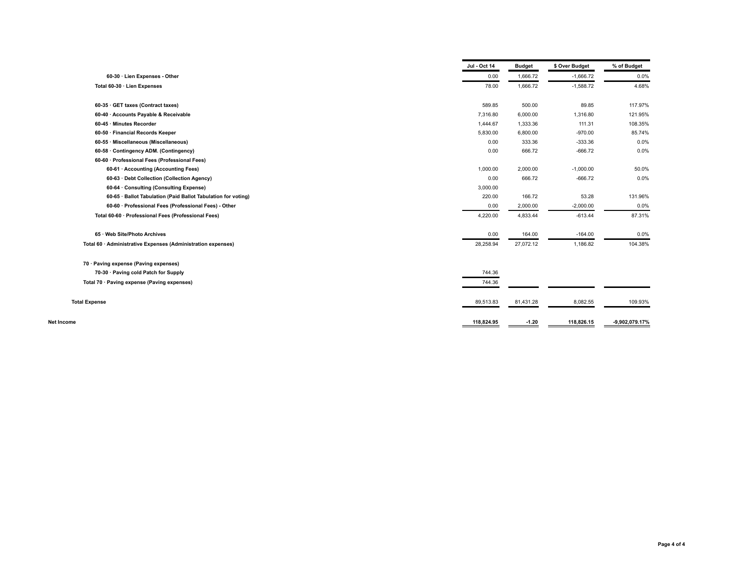| | Jul - Oct 14 | Budget | $ Over Budget | % of Budget |
|---|---|---|---|---|
| 60-30 · Lien Expenses - Other | 0.00 | 1,666.72 | -1,666.72 | 0.0% |
| Total 60-30 · Lien Expenses | 78.00 | 1,666.72 | -1,588.72 | 4.68% |
| | | | | |
| 60-35 · GET taxes (Contract taxes) | 589.85 | 500.00 | 89.85 | 117.97% |
| 60-40 · Accounts Payable & Receivable | 7,316.80 | 6,000.00 | 1,316.80 | 121.95% |
| 60-45 · Minutes Recorder | 1,444.67 | 1,333.36 | 111.31 | 108.35% |
| 60-50 · Financial Records Keeper | 5,830.00 | 6,800.00 | -970.00 | 85.74% |
| 60-55 · Miscellaneous (Miscellaneous) | 0.00 | 333.36 | -333.36 | 0.0% |
| 60-58 · Contingency ADM. (Contingency) | 0.00 | 666.72 | -666.72 | 0.0% |
| 60-60 · Professional Fees (Professional Fees) | | | | |
| 60-61 · Accounting (Accounting Fees) | 1,000.00 | 2,000.00 | -1,000.00 | 50.0% |
| 60-63 · Debt Collection (Collection Agency) | 0.00 | 666.72 | -666.72 | 0.0% |
| 60-64 · Consulting (Consulting Expense) | 3,000.00 | | | |
| 60-65 · Ballot Tabulation (Paid Ballot Tabulation for voting) | 220.00 | 166.72 | 53.28 | 131.96% |
| 60-60 · Professional Fees (Professional Fees) - Other | 0.00 | 2,000.00 | -2,000.00 | 0.0% |
| Total 60-60 · Professional Fees (Professional Fees) | 4,220.00 | 4,833.44 | -613.44 | 87.31% |
| | | | | |
| 65 · Web Site/Photo Archives | 0.00 | 164.00 | -164.00 | 0.0% |
| Total 60 · Administrative Expenses (Administration expenses) | 28,258.94 | 27,072.12 | 1,186.82 | 104.38% |
| | | | | |
| 70 · Paving expense (Paving expenses) | | | | |
| 70-30 · Paving cold Patch for Supply | 744.36 | | | |
| Total 70 · Paving expense (Paving expenses) | 744.36 | | | |
| | | | | |
| Total Expense | 89,513.83 | 81,431.28 | 8,082.55 | 109.93% |
| | | | | |
| Net Income | 118,824.95 | -1.20 | 118,826.15 | -9,902,079.17% |